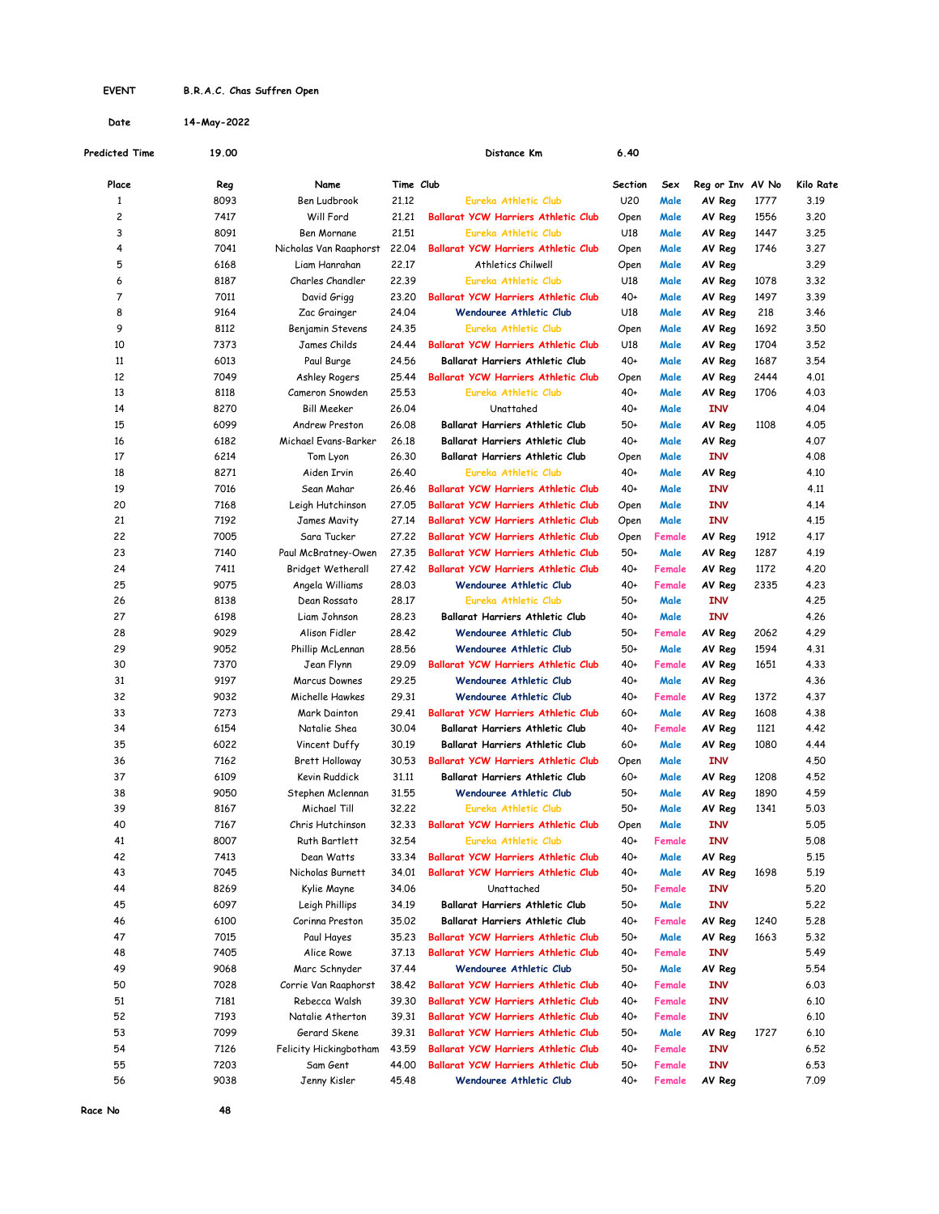**EVENT** **B.R.A.C. Chas Suffren Open**

**Date** **14-May-2022**

**Predicted Time** **19.00** **Distance Km** **6.40**

| Place | Reg | Name | Time | Club | Section | Sex | Reg or Inv | AV No | Kilo Rate |
|---|---|---|---|---|---|---|---|---|---|
| 1 | 8093 | Ben Ludbrook | 21.12 | Eureka Athletic Club | U20 | Male | AV Reg | 1777 | 3.19 |
| 2 | 7417 | Will Ford | 21.21 | Ballarat YCW Harriers Athletic Club | Open | Male | AV Reg | 1556 | 3.20 |
| 3 | 8091 | Ben Mornane | 21.51 | Eureka Athletic Club | U18 | Male | AV Reg | 1447 | 3.25 |
| 4 | 7041 | Nicholas Van Raaphorst | 22.04 | Ballarat YCW Harriers Athletic Club | Open | Male | AV Reg | 1746 | 3.27 |
| 5 | 6168 | Liam Hanrahan | 22.17 | Athletics Chilwell | Open | Male | AV Reg | | 3.29 |
| 6 | 8187 | Charles Chandler | 22.39 | Eureka Athletic Club | U18 | Male | AV Reg | 1078 | 3.32 |
| 7 | 7011 | David Grigg | 23.20 | Ballarat YCW Harriers Athletic Club | 40+ | Male | AV Reg | 1497 | 3.39 |
| 8 | 9164 | Zac Grainger | 24.04 | Wendouree Athletic Club | U18 | Male | AV Reg | 218 | 3.46 |
| 9 | 8112 | Benjamin Stevens | 24.35 | Eureka Athletic Club | Open | Male | AV Reg | 1692 | 3.50 |
| 10 | 7373 | James Childs | 24.44 | Ballarat YCW Harriers Athletic Club | U18 | Male | AV Reg | 1704 | 3.52 |
| 11 | 6013 | Paul Burge | 24.56 | Ballarat Harriers Athletic Club | 40+ | Male | AV Reg | 1687 | 3.54 |
| 12 | 7049 | Ashley Rogers | 25.44 | Ballarat YCW Harriers Athletic Club | Open | Male | AV Reg | 2444 | 4.01 |
| 13 | 8118 | Cameron Snowden | 25.53 | Eureka Athletic Club | 40+ | Male | AV Reg | 1706 | 4.03 |
| 14 | 8270 | Bill Meeker | 26.04 | Unattached | 40+ | Male | INV | | 4.04 |
| 15 | 6099 | Andrew Preston | 26.08 | Ballarat Harriers Athletic Club | 50+ | Male | AV Reg | 1108 | 4.05 |
| 16 | 6182 | Michael Evans-Barker | 26.18 | Ballarat Harriers Athletic Club | 40+ | Male | AV Reg | | 4.07 |
| 17 | 6214 | Tom Lyon | 26.30 | Ballarat Harriers Athletic Club | Open | Male | INV | | 4.08 |
| 18 | 8271 | Aiden Irvin | 26.40 | Eureka Athletic Club | 40+ | Male | AV Reg | | 4.10 |
| 19 | 7016 | Sean Mahar | 26.46 | Ballarat YCW Harriers Athletic Club | 40+ | Male | INV | | 4.11 |
| 20 | 7168 | Leigh Hutchinson | 27.05 | Ballarat YCW Harriers Athletic Club | Open | Male | INV | | 4.14 |
| 21 | 7192 | James Mavity | 27.14 | Ballarat YCW Harriers Athletic Club | Open | Male | INV | | 4.15 |
| 22 | 7005 | Sara Tucker | 27.22 | Ballarat YCW Harriers Athletic Club | Open | Female | AV Reg | 1912 | 4.17 |
| 23 | 7140 | Paul McBratney-Owen | 27.35 | Ballarat YCW Harriers Athletic Club | 50+ | Male | AV Reg | 1287 | 4.19 |
| 24 | 7411 | Bridget Wetherall | 27.42 | Ballarat YCW Harriers Athletic Club | 40+ | Female | AV Reg | 1172 | 4.20 |
| 25 | 9075 | Angela Williams | 28.03 | Wendouree Athletic Club | 40+ | Female | AV Reg | 2335 | 4.23 |
| 26 | 8138 | Dean Rossato | 28.17 | Eureka Athletic Club | 50+ | Male | INV | | 4.25 |
| 27 | 6198 | Liam Johnson | 28.23 | Ballarat Harriers Athletic Club | 40+ | Male | INV | | 4.26 |
| 28 | 9029 | Alison Fidler | 28.42 | Wendouree Athletic Club | 50+ | Female | AV Reg | 2062 | 4.29 |
| 29 | 9052 | Phillip McLennan | 28.56 | Wendouree Athletic Club | 50+ | Male | AV Reg | 1594 | 4.31 |
| 30 | 7370 | Jean Flynn | 29.09 | Ballarat YCW Harriers Athletic Club | 40+ | Female | AV Reg | 1651 | 4.33 |
| 31 | 9197 | Marcus Downes | 29.25 | Wendouree Athletic Club | 40+ | Male | AV Reg | | 4.36 |
| 32 | 9032 | Michelle Hawkes | 29.31 | Wendouree Athletic Club | 40+ | Female | AV Reg | 1372 | 4.37 |
| 33 | 7273 | Mark Dainton | 29.41 | Ballarat YCW Harriers Athletic Club | 60+ | Male | AV Reg | 1608 | 4.38 |
| 34 | 6154 | Natalie Shea | 30.04 | Ballarat Harriers Athletic Club | 40+ | Female | AV Reg | 1121 | 4.42 |
| 35 | 6022 | Vincent Duffy | 30.19 | Ballarat Harriers Athletic Club | 60+ | Male | AV Reg | 1080 | 4.44 |
| 36 | 7162 | Brett Holloway | 30.53 | Ballarat YCW Harriers Athletic Club | Open | Male | INV | | 4.50 |
| 37 | 6109 | Kevin Ruddick | 31.11 | Ballarat Harriers Athletic Club | 60+ | Male | AV Reg | 1208 | 4.52 |
| 38 | 9050 | Stephen Mclennan | 31.55 | Wendouree Athletic Club | 50+ | Male | AV Reg | 1890 | 4.59 |
| 39 | 8167 | Michael Till | 32.22 | Eureka Athletic Club | 50+ | Male | AV Reg | 1341 | 5.03 |
| 40 | 7167 | Chris Hutchinson | 32.33 | Ballarat YCW Harriers Athletic Club | Open | Male | INV | | 5.05 |
| 41 | 8007 | Ruth Bartlett | 32.54 | Eureka Athletic Club | 40+ | Female | INV | | 5.08 |
| 42 | 7413 | Dean Watts | 33.34 | Ballarat YCW Harriers Athletic Club | 40+ | Male | AV Reg | | 5.15 |
| 43 | 7045 | Nicholas Burnett | 34.01 | Ballarat YCW Harriers Athletic Club | 40+ | Male | AV Reg | 1698 | 5.19 |
| 44 | 8269 | Kylie Mayne | 34.06 | Unattached | 50+ | Female | INV | | 5.20 |
| 45 | 6097 | Leigh Phillips | 34.19 | Ballarat Harriers Athletic Club | 50+ | Male | INV | | 5.22 |
| 46 | 6100 | Corinna Preston | 35.02 | Ballarat Harriers Athletic Club | 40+ | Female | AV Reg | 1240 | 5.28 |
| 47 | 7015 | Paul Hayes | 35.23 | Ballarat YCW Harriers Athletic Club | 50+ | Male | AV Reg | 1663 | 5.32 |
| 48 | 7405 | Alice Rowe | 37.13 | Ballarat YCW Harriers Athletic Club | 40+ | Female | INV | | 5.49 |
| 49 | 9068 | Marc Schnyder | 37.44 | Wendouree Athletic Club | 50+ | Male | AV Reg | | 5.54 |
| 50 | 7028 | Corrie Van Raaphorst | 38.42 | Ballarat YCW Harriers Athletic Club | 40+ | Female | INV | | 6.03 |
| 51 | 7181 | Rebecca Walsh | 39.30 | Ballarat YCW Harriers Athletic Club | 40+ | Female | INV | | 6.10 |
| 52 | 7193 | Natalie Atherton | 39.31 | Ballarat YCW Harriers Athletic Club | 40+ | Female | INV | | 6.10 |
| 53 | 7099 | Gerard Skene | 39.31 | Ballarat YCW Harriers Athletic Club | 50+ | Male | AV Reg | 1727 | 6.10 |
| 54 | 7126 | Felicity Hickingbotham | 43.59 | Ballarat YCW Harriers Athletic Club | 40+ | Female | INV | | 6.52 |
| 55 | 7203 | Sam Gent | 44.00 | Ballarat YCW Harriers Athletic Club | 50+ | Female | INV | | 6.53 |
| 56 | 9038 | Jenny Kisler | 45.48 | Wendouree Athletic Club | 40+ | Female | AV Reg | | 7.09 |

**Race No** **48**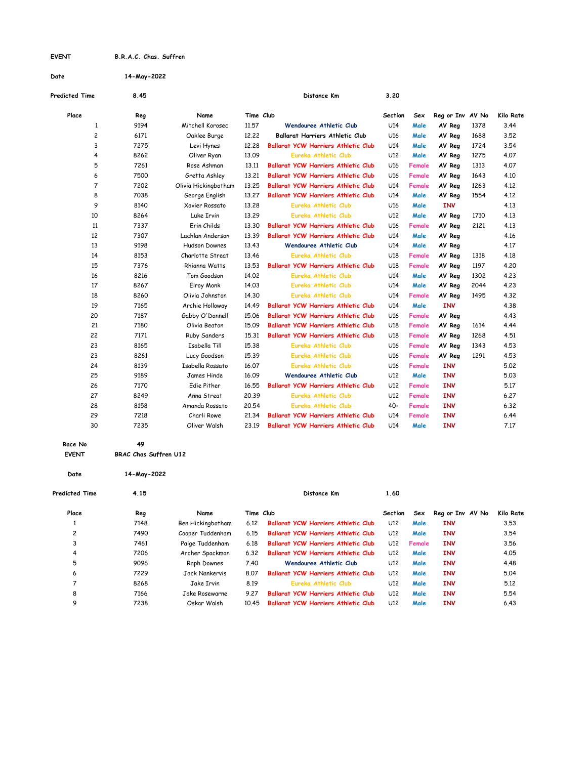EVENT B.R.A.C. Chas. Suffren

Date 14-May-2022

Predicted Time 8.45 Distance Km 3.20

| Place | Reg | Name | Time | Club | Section | Sex | Reg or Inv | AV No | Kilo Rate |
|---|---|---|---|---|---|---|---|---|---|
| 1 | 9194 | Mitchell Korosec | 11.57 | Wendouree Athletic Club | U14 | Male | AV Reg | 1378 | 3.44 |
| 2 | 6171 | Oaklee Burge | 12.22 | Ballarat Harriers Athletic Club | U16 | Male | AV Reg | 1688 | 3.52 |
| 3 | 7275 | Levi Hynes | 12.28 | Ballarat YCW Harriers Athletic Club | U14 | Male | AV Reg | 1724 | 3.54 |
| 4 | 8262 | Oliver Ryan | 13.09 | Eureka Athletic Club | U12 | Male | AV Reg | 1275 | 4.07 |
| 5 | 7261 | Rose Ashman | 13.11 | Ballarat YCW Harriers Athletic Club | U16 | Female | AV Reg | 1313 | 4.07 |
| 6 | 7500 | Gretta Ashley | 13.21 | Ballarat YCW Harriers Athletic Club | U16 | Female | AV Reg | 1643 | 4.10 |
| 7 | 7202 | Olivia Hickingbotham | 13.25 | Ballarat YCW Harriers Athletic Club | U14 | Female | AV Reg | 1263 | 4.12 |
| 8 | 7038 | George English | 13.27 | Ballarat YCW Harriers Athletic Club | U14 | Male | AV Reg | 1554 | 4.12 |
| 9 | 8140 | Xavier Rossato | 13.28 | Eureka Athletic Club | U16 | Male | INV | | 4.13 |
| 10 | 8264 | Luke Irvin | 13.29 | Eureka Athletic Club | U12 | Male | AV Reg | 1710 | 4.13 |
| 11 | 7337 | Erin Childs | 13.30 | Ballarat YCW Harriers Athletic Club | U16 | Female | AV Reg | 2121 | 4.13 |
| 12 | 7307 | Lachlan Anderson | 13.39 | Ballarat YCW Harriers Athletic Club | U14 | Male | AV Reg | | 4.16 |
| 13 | 9198 | Hudson Downes | 13.43 | Wendouree Athletic Club | U14 | Male | AV Reg | | 4.17 |
| 14 | 8153 | Charlotte Streat | 13.46 | Eureka Athletic Club | U18 | Female | AV Reg | 1318 | 4.18 |
| 15 | 7376 | Rhianna Watts | 13.53 | Ballarat YCW Harriers Athletic Club | U18 | Female | AV Reg | 1197 | 4.20 |
| 16 | 8216 | Tom Goodson | 14.02 | Eureka Athletic Club | U14 | Male | AV Reg | 1302 | 4.23 |
| 17 | 8267 | Elroy Monk | 14.03 | Eureka Athletic Club | U14 | Male | AV Reg | 2044 | 4.23 |
| 18 | 8260 | Olivia Johnston | 14.30 | Eureka Athletic Club | U14 | Female | AV Reg | 1495 | 4.32 |
| 19 | 7165 | Archie Holloway | 14.49 | Ballarat YCW Harriers Athletic Club | U14 | Male | INV | | 4.38 |
| 20 | 7187 | Gabby O'Donnell | 15.06 | Ballarat YCW Harriers Athletic Club | U16 | Female | AV Reg | | 4.43 |
| 21 | 7180 | Olivia Beaton | 15.09 | Ballarat YCW Harriers Athletic Club | U18 | Female | AV Reg | 1614 | 4.44 |
| 22 | 7171 | Ruby Sanders | 15.31 | Ballarat YCW Harriers Athletic Club | U18 | Female | AV Reg | 1268 | 4.51 |
| 23 | 8165 | Isabella Till | 15.38 | Eureka Athletic Club | U16 | Female | AV Reg | 1343 | 4.53 |
| 23 | 8261 | Lucy Goodson | 15.39 | Eureka Athletic Club | U16 | Female | AV Reg | 1291 | 4.53 |
| 24 | 8139 | Isabella Rossato | 16.07 | Eureka Athletic Club | U16 | Female | INV | | 5.02 |
| 25 | 9189 | James Hinde | 16.09 | Wendouree Athletic Club | U12 | Male | INV | | 5.03 |
| 26 | 7170 | Edie Pither | 16.55 | Ballarat YCW Harriers Athletic Club | U12 | Female | INV | | 5.17 |
| 27 | 8249 | Anna Streat | 20.39 | Eureka Athletic Club | U12 | Female | INV | | 6.27 |
| 28 | 8158 | Amanda Rossato | 20.54 | Eureka Athletic Club | 40+ | Female | INV | | 6.32 |
| 29 | 7218 | Charli Rowe | 21.34 | Ballarat YCW Harriers Athletic Club | U14 | Female | INV | | 6.44 |
| 30 | 7235 | Oliver Walsh | 23.19 | Ballarat YCW Harriers Athletic Club | U14 | Male | INV | | 7.17 |

Race No 49

EVENT BRAC Chas Suffren U12

Date 14-May-2022

Predicted Time 4.15 Distance Km 1.60

| Place | Reg | Name | Time | Club | Section | Sex | Reg or Inv | AV No | Kilo Rate |
|---|---|---|---|---|---|---|---|---|---|
| 1 | 7148 | Ben Hickingbotham | 6.12 | Ballarat YCW Harriers Athletic Club | U12 | Male | INV | | 3.53 |
| 2 | 7490 | Cooper Tuddenham | 6.15 | Ballarat YCW Harriers Athletic Club | U12 | Male | INV | | 3.54 |
| 3 | 7461 | Paige Tuddenham | 6.18 | Ballarat YCW Harriers Athletic Club | U12 | Female | INV | | 3.56 |
| 4 | 7206 | Archer Spackman | 6.32 | Ballarat YCW Harriers Athletic Club | U12 | Male | INV | | 4.05 |
| 5 | 9096 | Raph Downes | 7.40 | Wendouree Athletic Club | U12 | Male | INV | | 4.48 |
| 6 | 7229 | Jack Nankervis | 8.07 | Ballarat YCW Harriers Athletic Club | U12 | Male | INV | | 5.04 |
| 7 | 8268 | Jake Irvin | 8.19 | Eureka Athletic Club | U12 | Male | INV | | 5.12 |
| 8 | 7166 | Jake Rosewarne | 9.27 | Ballarat YCW Harriers Athletic Club | U12 | Male | INV | | 5.54 |
| 9 | 7238 | Oskar Walsh | 10.45 | Ballarat YCW Harriers Athletic Club | U12 | Male | INV | | 6.43 |